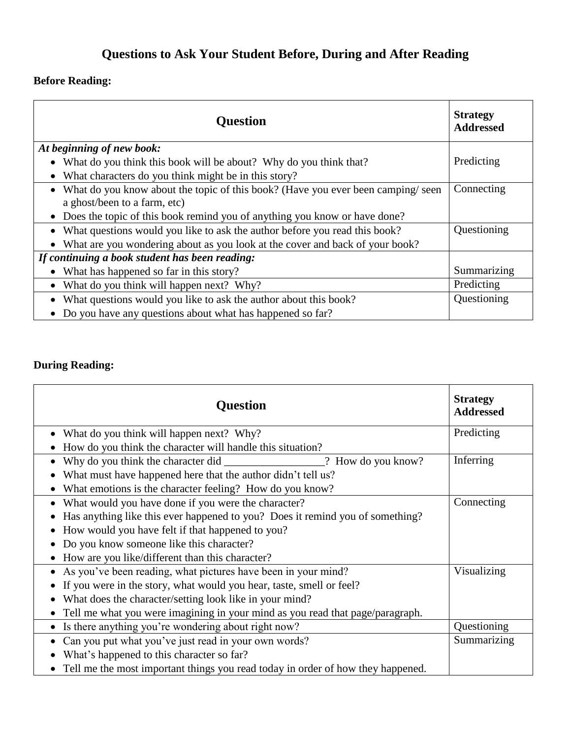# Questions to Ask Your Student Before, During and After Reading

**Before Reading:**

| Question | Strategy Addressed |
|---|---|
| ***At beginning of new book:*** | |
| • What do you think this book will be about? Why do you think that?<br>• What characters do you think might be in this story? | Predicting |
| • What do you know about the topic of this book? (Have you ever been camping/ seen a ghost/been to a farm, etc)<br>• Does the topic of this book remind you of anything you know or have done? | Connecting |
| • What questions would you like to ask the author before you read this book?<br>• What are you wondering about as you look at the cover and back of your book? | Questioning |
| ***If continuing a book student has been reading:*** | |
| • What has happened so far in this story? | Summarizing |
| • What do you think will happen next? Why? | Predicting |
| • What questions would you like to ask the author about this book?<br>• Do you have any questions about what has happened so far? | Questioning |

**During Reading:**

| Question | Strategy Addressed |
|---|---|
| • What do you think will happen next? Why?<br>• How do you think the character will handle this situation? | Predicting |
| • Why do you think the character did __________________? How do you know?<br>• What must have happened here that the author didn't tell us?<br>• What emotions is the character feeling? How do you know? | Inferring |
| • What would you have done if you were the character?<br>• Has anything like this ever happened to you? Does it remind you of something?<br>• How would you have felt if that happened to you?<br>• Do you know someone like this character?<br>• How are you like/different than this character? | Connecting |
| • As you've been reading, what pictures have been in your mind?<br>• If you were in the story, what would you hear, taste, smell or feel?<br>• What does the character/setting look like in your mind?<br>• Tell me what you were imagining in your mind as you read that page/paragraph. | Visualizing |
| • Is there anything you're wondering about right now? | Questioning |
| • Can you put what you've just read in your own words?<br>• What's happened to this character so far?<br>• Tell me the most important things you read today in order of how they happened. | Summarizing |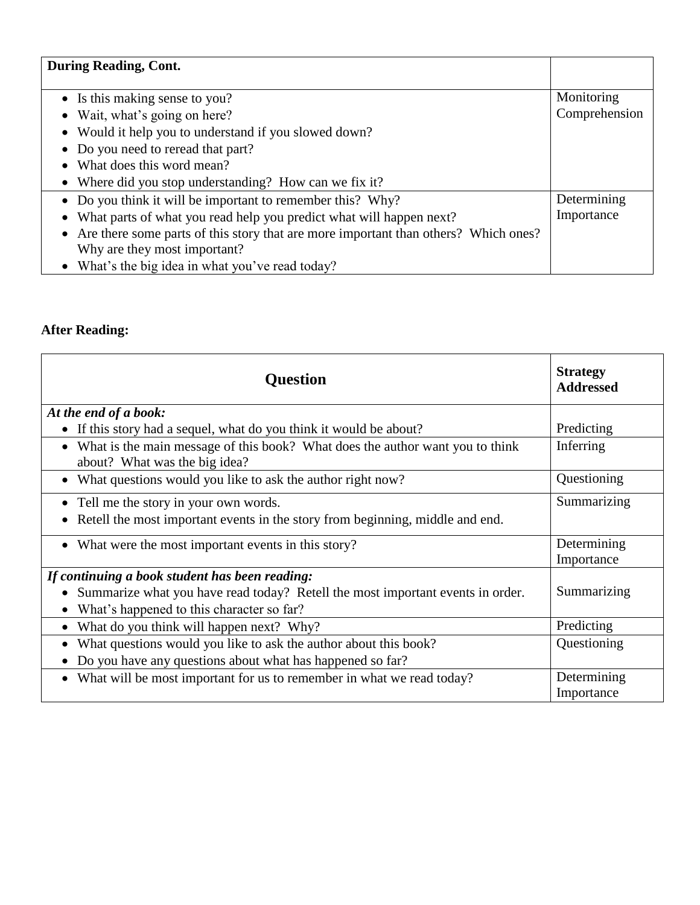| **During Reading, Cont.** | |
|---|---|
| • Is this making sense to you?<br>• Wait, what's going on here?<br>• Would it help you to understand if you slowed down?<br>• Do you need to reread that part?<br>• What does this word mean?<br>• Where did you stop understanding? How can we fix it? | Monitoring Comprehension |
| • Do you think it will be important to remember this? Why?<br>• What parts of what you read help you predict what will happen next?<br>• Are there some parts of this story that are more important than others? Which ones? Why are they most important?<br>• What's the big idea in what you've read today? | Determining Importance |

**After Reading:**

| Question | Strategy Addressed |
|---|---|
| ***At the end of a book:***<br>• If this story had a sequel, what do you think it would be about? | Predicting |
| • What is the main message of this book? What does the author want you to think about? What was the big idea? | Inferring |
| • What questions would you like to ask the author right now? | Questioning |
| • Tell me the story in your own words.<br>• Retell the most important events in the story from beginning, middle and end. | Summarizing |
| • What were the most important events in this story? | Determining Importance |
| ***If continuing a book student has been reading:***<br>• Summarize what you have read today? Retell the most important events in order.<br>• What's happened to this character so far? | Summarizing |
| • What do you think will happen next? Why? | Predicting |
| • What questions would you like to ask the author about this book?<br>• Do you have any questions about what has happened so far? | Questioning |
| • What will be most important for us to remember in what we read today? | Determining Importance |